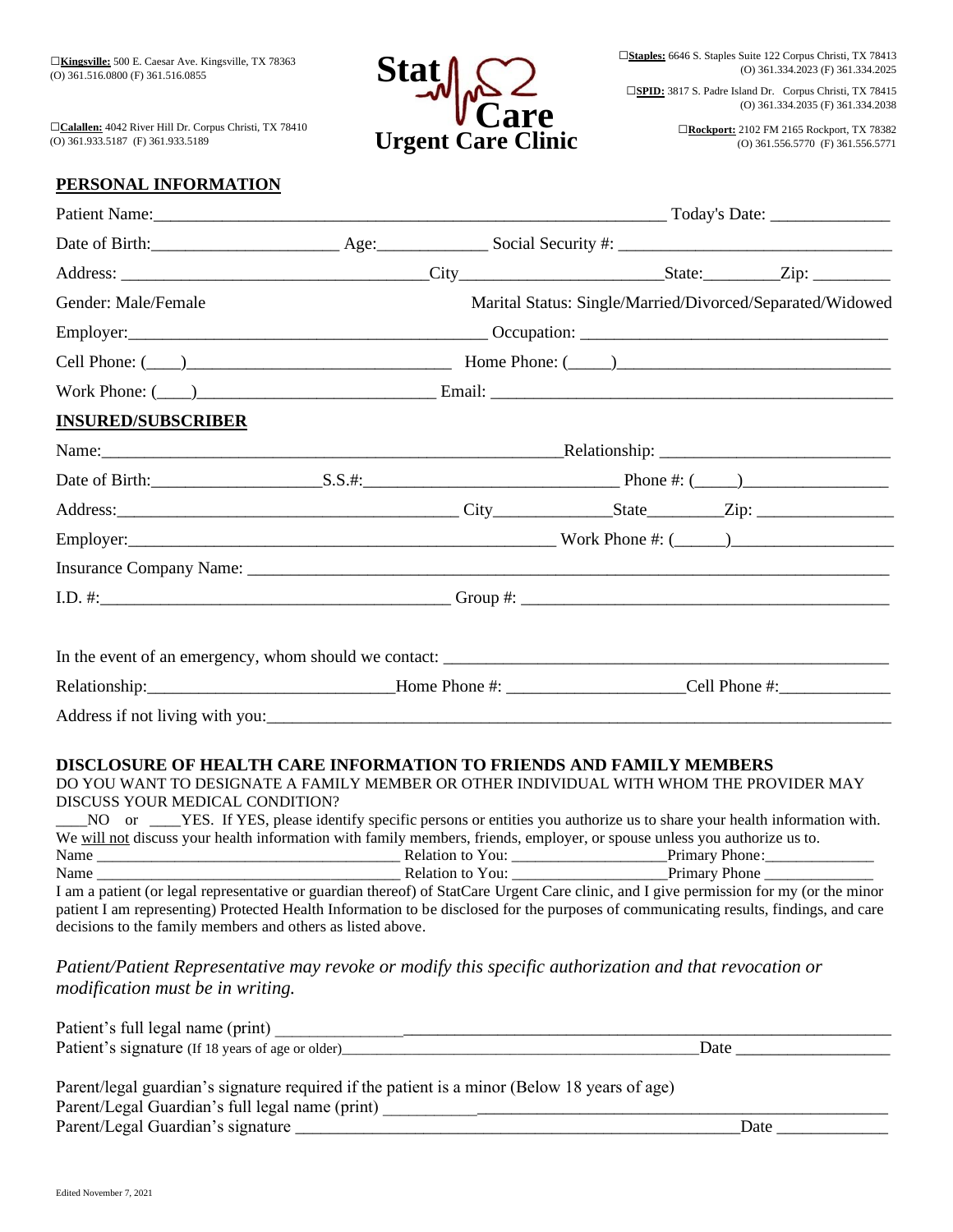☐**Kingsville:** 500 E. Caesar Ave. Kingsville, TX 78363
(O) 361.516.0800 (F) 361.516.0855

☐**Calallen:** 4042 River Hill Dr. Corpus Christi, TX 78410
(O) 361.933.5187 (F) 361.933.5189

# Stat Care
## Urgent Care Clinic

☐**Staples:** 6646 S. Staples Suite 122 Corpus Christi, TX 78413
(O) 361.334.2023 (F) 361.334.2025

☐**SPID:** 3817 S. Padre Island Dr. Corpus Christi, TX 78415
(O) 361.334.2035 (F) 361.334.2038

☐**Rockport:** 2102 FM 2165 Rockport, TX 78382
(O) 361.556.5770 (F) 361.556.5771

## PERSONAL INFORMATION

Patient Name:_______________________________________________ Today's Date: ______________

Date of Birth:_____________________ Age:_____________ Social Security #: ________________________________

Address: ___________________________________City_______________________State:_________Zip: _________

Gender: Male/Female Marital Status: Single/Married/Divorced/Separated/Widowed

Employer:__________________________________________ Occupation: ___________________________________

Cell Phone: (____)______________________________ Home Phone: (_____)________________________________

Work Phone: (____)___________________________ Email: ______________________________________________

## INSURED/SUBSCRIBER

Name:______________________________________________________Relationship: ___________________________

Date of Birth:___________________S.S.#:_____________________________ Phone #: (_____)________________

Address:_______________________________________ City______________State_________Zip: ________________

Employer:__________________________________________________ Work Phone #: (______)___________________

Insurance Company Name: __________________________________________________________________________

I.D. #:_______________________________________ Group #: ___________________________________________

In the event of an emergency, whom should we contact: ______________________________________________________

Relationship:____________________________Home Phone #: ____________________Cell Phone #:_____________

Address if not living with you:_______________________________________________________________________

### DISCLOSURE OF HEALTH CARE INFORMATION TO FRIENDS AND FAMILY MEMBERS

DO YOU WANT TO DESIGNATE A FAMILY MEMBER OR OTHER INDIVIDUAL WITH WHOM THE PROVIDER MAY DISCUSS YOUR MEDICAL CONDITION?

____NO or ____YES. If YES, please identify specific persons or entities you authorize us to share your health information with. We will not discuss your health information with family members, friends, employer, or spouse unless you authorize us to.

Name ______________________________________ Relation to You: ___________________Primary Phone:______________

Name ______________________________________ Relation to You: ___________________Primary Phone ______________

I am a patient (or legal representative or guardian thereof) of StatCare Urgent Care clinic, and I give permission for my (or the minor patient I am representing) Protected Health Information to be disclosed for the purposes of communicating results, findings, and care decisions to the family members and others as listed above.

*Patient/Patient Representative may revoke or modify this specific authorization and that revocation or modification must be in writing.*

Patient's full legal name (print) ____________________________________________________________________

Patient's signature (If 18 years of age or older)_____________________________________________Date __________________

Parent/legal guardian's signature required if the patient is a minor (Below 18 years of age)

Parent/Legal Guardian's full legal name (print) ____________________________________________________

Parent/Legal Guardian's signature ______________________________________________________Date _____________

Edited November 7, 2021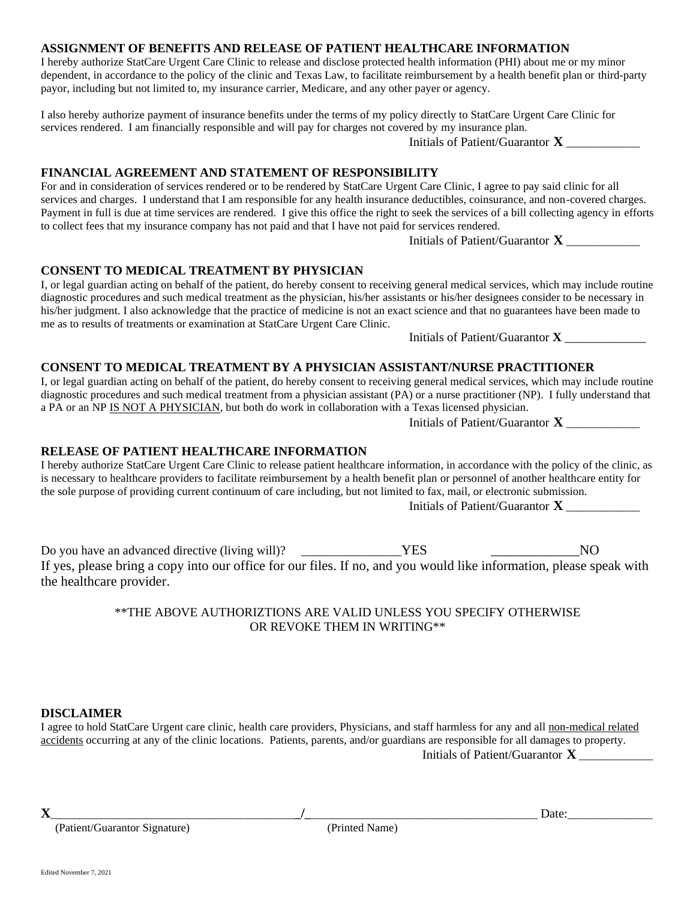## ASSIGNMENT OF BENEFITS AND RELEASE OF PATIENT HEALTHCARE INFORMATION

I hereby authorize StatCare Urgent Care Clinic to release and disclose protected health information (PHI) about me or my minor dependent, in accordance to the policy of the clinic and Texas Law, to facilitate reimbursement by a health benefit plan or third-party payor, including but not limited to, my insurance carrier, Medicare, and any other payer or agency.

I also hereby authorize payment of insurance benefits under the terms of my policy directly to StatCare Urgent Care Clinic for services rendered. I am financially responsible and will pay for charges not covered by my insurance plan.

Initials of Patient/Guarantor **X** ____________

## FINANCIAL AGREEMENT AND STATEMENT OF RESPONSIBILITY

For and in consideration of services rendered or to be rendered by StatCare Urgent Care Clinic, I agree to pay said clinic for all services and charges. I understand that I am responsible for any health insurance deductibles, coinsurance, and non-covered charges. Payment in full is due at time services are rendered. I give this office the right to seek the services of a bill collecting agency in efforts to collect fees that my insurance company has not paid and that I have not paid for services rendered.

Initials of Patient/Guarantor **X** ____________

## CONSENT TO MEDICAL TREATMENT BY PHYSICIAN

I, or legal guardian acting on behalf of the patient, do hereby consent to receiving general medical services, which may include routine diagnostic procedures and such medical treatment as the physician, his/her assistants or his/her designees consider to be necessary in his/her judgment. I also acknowledge that the practice of medicine is not an exact science and that no guarantees have been made to me as to results of treatments or examination at StatCare Urgent Care Clinic.

Initials of Patient/Guarantor **X** _____________

## CONSENT TO MEDICAL TREATMENT BY A PHYSICIAN ASSISTANT/NURSE PRACTITIONER

I, or legal guardian acting on behalf of the patient, do hereby consent to receiving general medical services, which may include routine diagnostic procedures and such medical treatment from a physician assistant (PA) or a nurse practitioner (NP). I fully understand that a PA or an NP IS NOT A PHYSICIAN, but both do work in collaboration with a Texas licensed physician.

Initials of Patient/Guarantor **X** ____________

## RELEASE OF PATIENT HEALTHCARE INFORMATION

I hereby authorize StatCare Urgent Care Clinic to release patient healthcare information, in accordance with the policy of the clinic, as is necessary to healthcare providers to facilitate reimbursement by a health benefit plan or personnel of another healthcare entity for the sole purpose of providing current continuum of care including, but not limited to fax, mail, or electronic submission.

Initials of Patient/Guarantor **X** ____________

Do you have an advanced directive (living will)? ________________YES ______________NO

If yes, please bring a copy into our office for our files. If no, and you would like information, please speak with the healthcare provider.

**THE ABOVE AUTHORIZTIONS ARE VALID UNLESS YOU SPECIFY OTHERWISE OR REVOKE THEM IN WRITING**

## DISCLAIMER

I agree to hold StatCare Urgent care clinic, health care providers, Physicians, and staff harmless for any and all non-medical related accidents occurring at any of the clinic locations. Patients, parents, and/or guardians are responsible for all damages to property.

Initials of Patient/Guarantor **X** ____________

**X**_________________________________________/______________________________________ Date:______________

(Patient/Guarantor Signature) (Printed Name)

Edited November 7, 2021